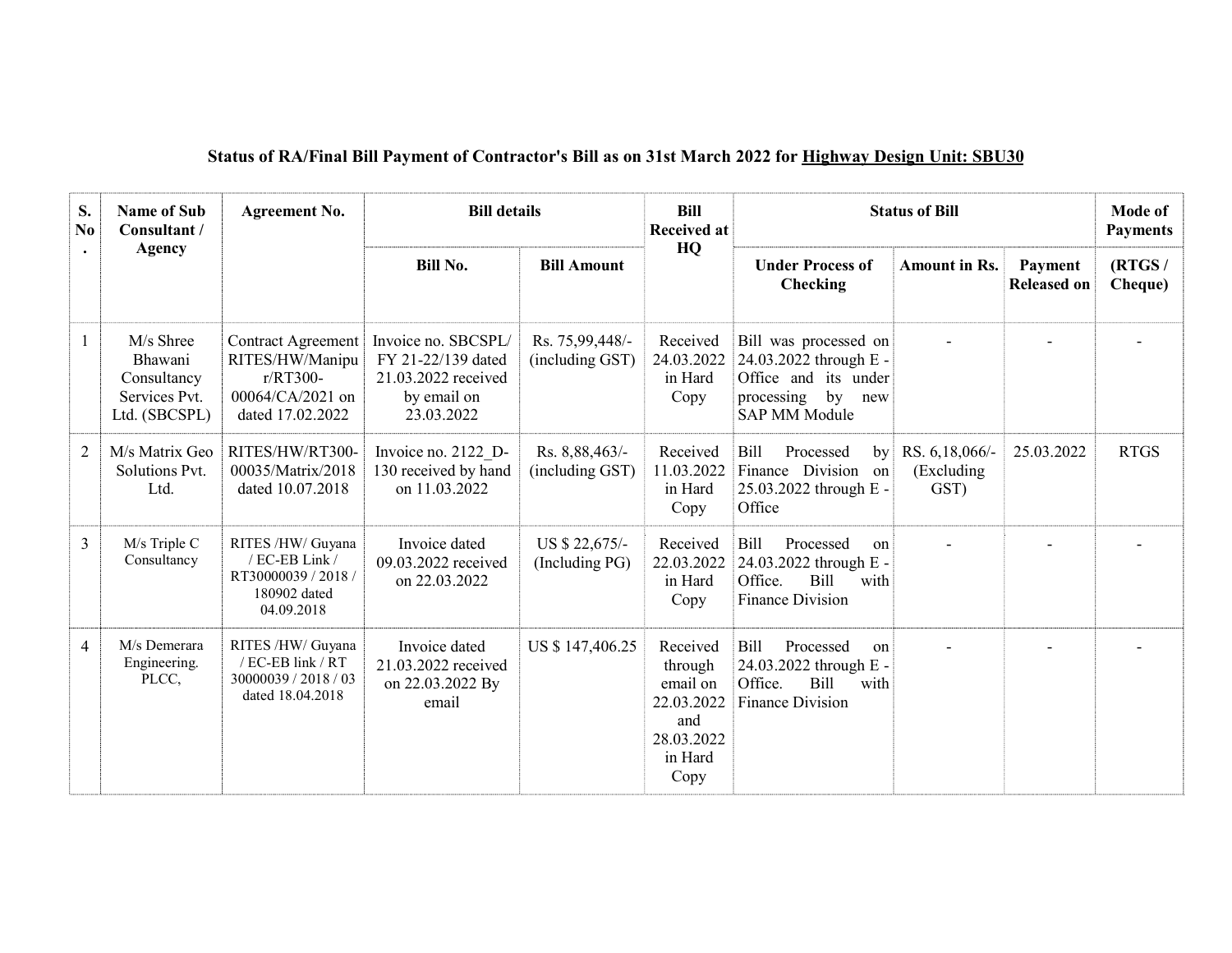## Status of RA/Final Bill Payment of Contractor's Bill as on 31st March 2022 for Highway Design Unit: SBU30

| S. No. | Name of Sub Consultant / Agency | Agreement No. | Bill details | | Bill Received at HQ | Status of Bill | | | Mode of Payments |
|---|---|---|---|---|---|---|---|---|---|
| | | | Bill No. | Bill Amount | | Under Process of Checking | Amount in Rs. | Payment Released on | (RTGS / Cheque) |
| 1 | M/s Shree Bhawani Consultancy Services Pvt. Ltd. (SBCSPL) | Contract Agreement RITES/HW/Manipur/RT300-00064/CA/2021 on dated 17.02.2022 | Invoice no. SBCSPL/ FY 21-22/139 dated 21.03.2022 received by email on 23.03.2022 | Rs. 75,99,448/- (including GST) | Received 24.03.2022 in Hard Copy | Bill was processed on 24.03.2022 through E - Office and its under processing by new SAP MM Module | - | - | - |
| 2 | M/s Matrix Geo Solutions Pvt. Ltd. | RITES/HW/RT300-00035/Matrix/2018 dated 10.07.2018 | Invoice no. 2122_D-130 received by hand on 11.03.2022 | Rs. 8,88,463/- (including GST) | Received 11.03.2022 in Hard Copy | Bill Processed by Finance Division on 25.03.2022 through E - Office | RS. 6,18,066/- (Excluding GST) | 25.03.2022 | RTGS |
| 3 | M/s Triple C Consultancy | RITES /HW/ Guyana / EC-EB Link / RT30000039 / 2018 / 180902 dated 04.09.2018 | Invoice dated 09.03.2022 received on 22.03.2022 | US $ 22,675/- (Including PG) | Received 22.03.2022 in Hard Copy | Bill Processed on 24.03.2022 through E - Office. Bill with Finance Division | - | - | - |
| 4 | M/s Demerara Engineering. PLCC, | RITES /HW/ Guyana / EC-EB link / RT 30000039 / 2018 / 03 dated 18.04.2018 | Invoice dated 21.03.2022 received on 22.03.2022 By email | US $ 147,406.25 | Received through email on 22.03.2022 and 28.03.2022 in Hard Copy | Bill Processed on 24.03.2022 through E - Office. Bill with Finance Division | - | - | - |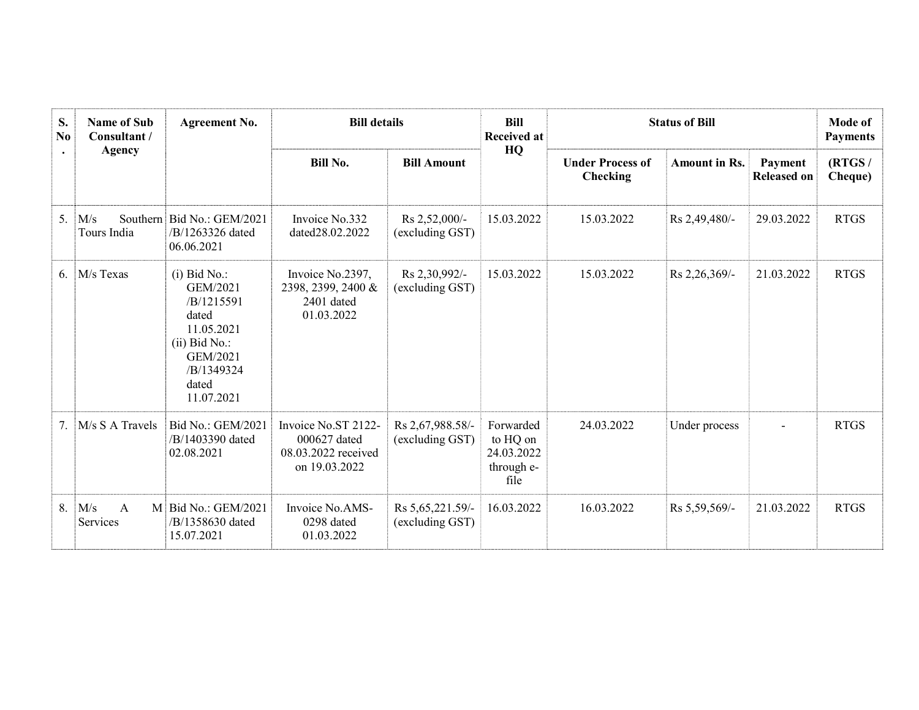| S. No. | Name of Sub Consultant / Agency | Agreement No. | Bill details | | Bill Received at HQ | Status of Bill | | | Mode of Payments |
|---|---|---|---|---|---|---|---|---|---|
| | | | Bill No. | Bill Amount | | Under Process of Checking | Amount in Rs. | Payment Released on | (RTGS / Cheque) |
| 5. | M/s Southern Tours India | Bid No.: GEM/2021 /B/1263326 dated 06.06.2021 | Invoice No.332 dated28.02.2022 | Rs 2,52,000/- (excluding GST) | 15.03.2022 | 15.03.2022 | Rs 2,49,480/- | 29.03.2022 | RTGS |
| 6. | M/s Texas | (i) Bid No.: GEM/2021 /B/1215591 dated 11.05.2021 (ii) Bid No.: GEM/2021 /B/1349324 dated 11.07.2021 | Invoice No.2397, 2398, 2399, 2400 & 2401 dated 01.03.2022 | Rs 2,30,992/- (excluding GST) | 15.03.2022 | 15.03.2022 | Rs 2,26,369/- | 21.03.2022 | RTGS |
| 7. | M/s S A Travels | Bid No.: GEM/2021 /B/1403390 dated 02.08.2021 | Invoice No.ST 2122-000627 dated 08.03.2022 received on 19.03.2022 | Rs 2,67,988.58/- (excluding GST) | Forwarded to HQ on 24.03.2022 through e-file | 24.03.2022 | Under process | - | RTGS |
| 8. | M/s A M Services | Bid No.: GEM/2021 /B/1358630 dated 15.07.2021 | Invoice No.AMS-0298 dated 01.03.2022 | Rs 5,65,221.59/- (excluding GST) | 16.03.2022 | 16.03.2022 | Rs 5,59,569/- | 21.03.2022 | RTGS |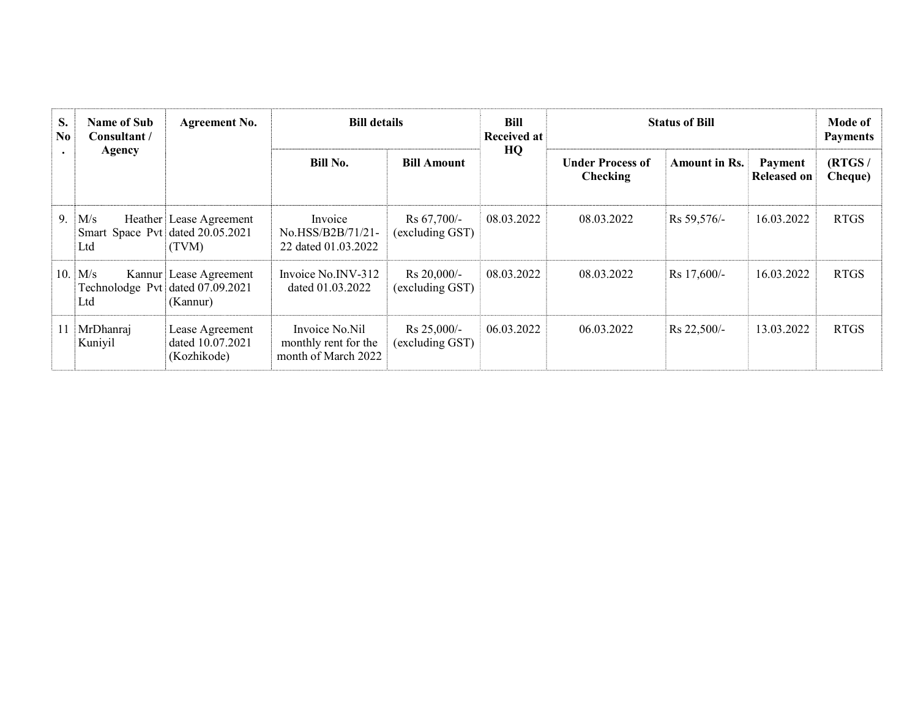| S. No. | Name of Sub Consultant / Agency | Agreement No. | Bill details | | Bill Received at HQ | Status of Bill | | | Mode of Payments |
|---|---|---|---|---|---|---|---|---|---|
| | | | Bill No. | Bill Amount | | Under Process of Checking | Amount in Rs. | Payment Released on | (RTGS / Cheque) |
| 9. | M/s Heather Smart Space Pvt Ltd | Lease Agreement dated 20.05.2021 (TVM) | Invoice No.HSS/B2B/71/21-22 dated 01.03.2022 | Rs 67,700/- (excluding GST) | 08.03.2022 | 08.03.2022 | Rs 59,576/- | 16.03.2022 | RTGS |
| 10. | M/s Kannur Technolodge Pvt Ltd | Lease Agreement dated 07.09.2021 (Kannur) | Invoice No.INV-312 dated 01.03.2022 | Rs 20,000/- (excluding GST) | 08.03.2022 | 08.03.2022 | Rs 17,600/- | 16.03.2022 | RTGS |
| 11 | MrDhanraj Kuniyil | Lease Agreement dated 10.07.2021 (Kozhikode) | Invoice No.Nil monthly rent for the month of March 2022 | Rs 25,000/- (excluding GST) | 06.03.2022 | 06.03.2022 | Rs 22,500/- | 13.03.2022 | RTGS |